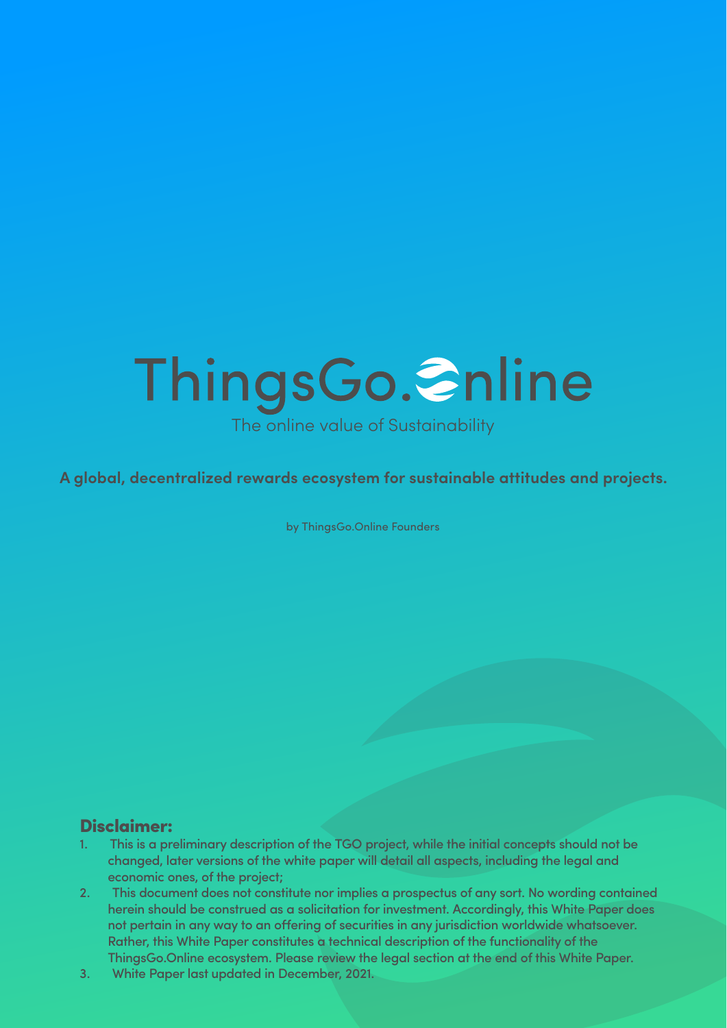# ThingsGo.Online

The online value of Sustainability

**A global, decentralized rewards ecosystem for sustainable attitudes and projects.**

by ThingsGo.Online Founders

## Disclaimer:

1. This is a preliminary description of the TGO project, while the initial concepts should not be changed, later versions of the white paper will detail all aspects, including the legal and economic ones, of the project;
2. This document does not constitute nor implies a prospectus of any sort. No wording contained herein should be construed as a solicitation for investment. Accordingly, this White Paper does not pertain in any way to an offering of securities in any jurisdiction worldwide whatsoever. Rather, this White Paper constitutes a technical description of the functionality of the ThingsGo.Online ecosystem. Please review the legal section at the end of this White Paper.
3. White Paper last updated in December, 2021.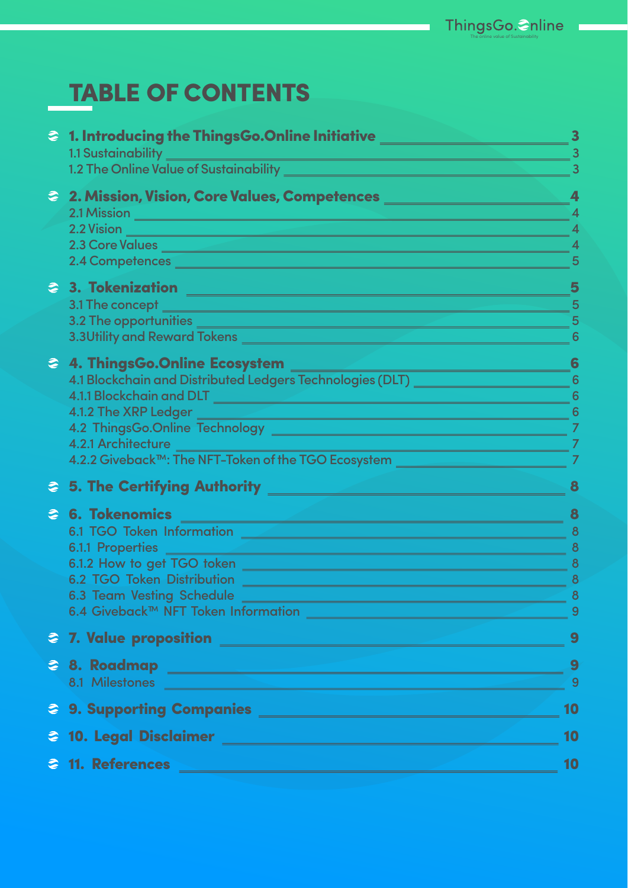# TABLE OF CONTENTS

**1. Introducing the ThingsGo.Online Initiative** — 3
- 1.1 Sustainability — 3
- 1.2 The Online Value of Sustainability — 3

**2. Mission, Vision, Core Values, Competences** — 4
- 2.1 Mission — 4
- 2.2 Vision — 4
- 2.3 Core Values — 4
- 2.4 Competences — 5

**3. Tokenization** — 5
- 3.1 The concept — 5
- 3.2 The opportunities — 5
- 3.3Utility and Reward Tokens — 6

**4. ThingsGo.Online Ecosystem** — 6
- 4.1 Blockchain and Distributed Ledgers Technologies (DLT) — 6
- 4.1.1 Blockchain and DLT — 6
- 4.1.2 The XRP Ledger — 6
- 4.2 ThingsGo.Online Technology — 7
- 4.2.1 Architecture — 7
- 4.2.2 Giveback™: The NFT-Token of the TGO Ecosystem — 7

**5. The Certifying Authority** — 8

**6. Tokenomics** — 8
- 6.1 TGO Token Information — 8
- 6.1.1 Properties — 8
- 6.1.2 How to get TGO token — 8
- 6.2 TGO Token Distribution — 8
- 6.3 Team Vesting Schedule — 8
- 6.4 Giveback™ NFT Token Information — 9

**7. Value proposition** — 9

**8. Roadmap** — 9
- 8.1 Milestones — 9

**9. Supporting Companies** — 10

**10. Legal Disclaimer** — 10

**11. References** — 10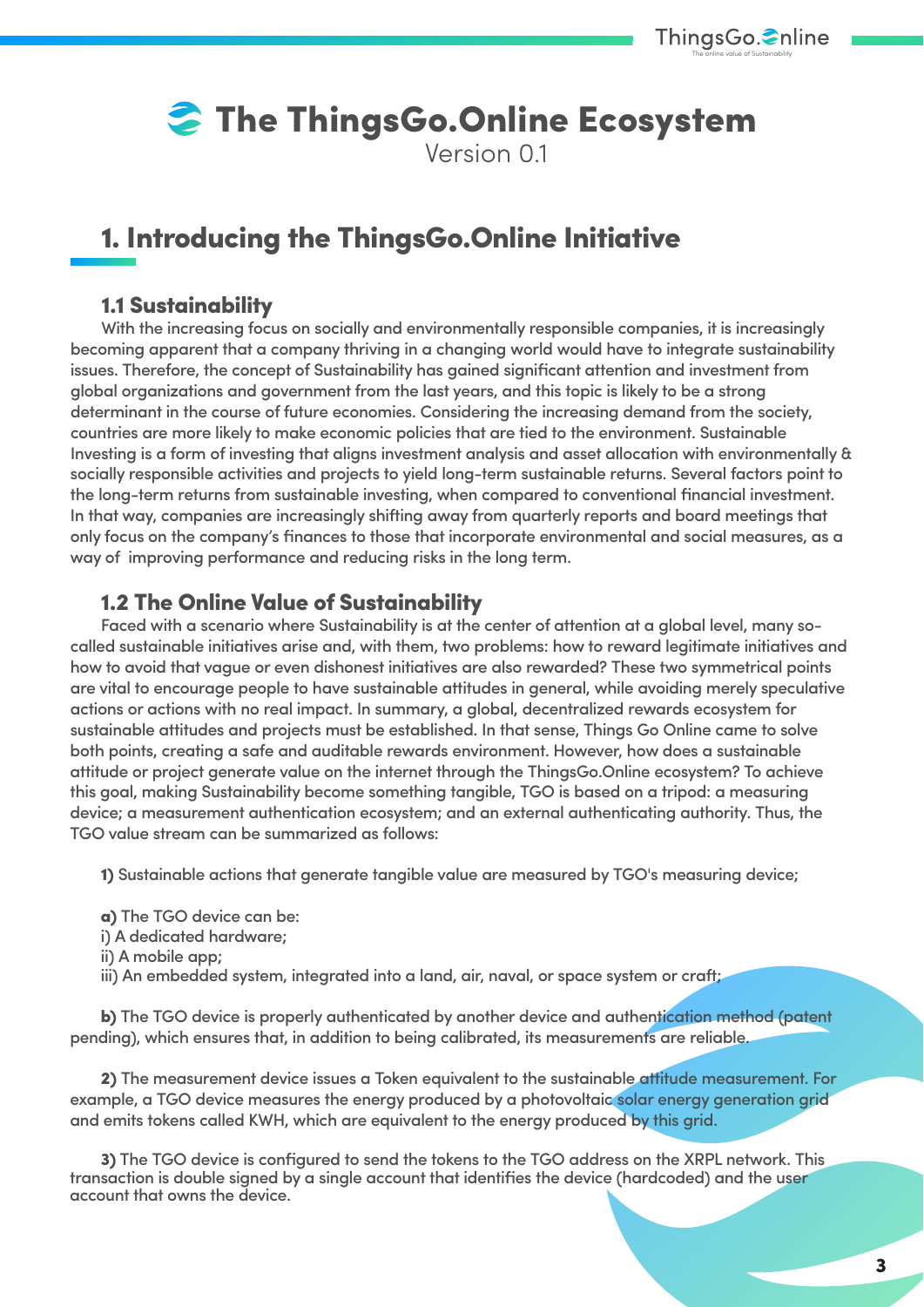# The ThingsGo.Online Ecosystem

Version 0.1

## 1. Introducing the ThingsGo.Online Initiative

### 1.1 Sustainability

With the increasing focus on socially and environmentally responsible companies, it is increasingly becoming apparent that a company thriving in a changing world would have to integrate sustainability issues. Therefore, the concept of Sustainability has gained significant attention and investment from global organizations and government from the last years, and this topic is likely to be a strong determinant in the course of future economies. Considering the increasing demand from the society, countries are more likely to make economic policies that are tied to the environment. Sustainable Investing is a form of investing that aligns investment analysis and asset allocation with environmentally & socially responsible activities and projects to yield long-term sustainable returns. Several factors point to the long-term returns from sustainable investing, when compared to conventional financial investment. In that way, companies are increasingly shifting away from quarterly reports and board meetings that only focus on the company's finances to those that incorporate environmental and social measures, as a way of improving performance and reducing risks in the long term.

### 1.2 The Online Value of Sustainability

Faced with a scenario where Sustainability is at the center of attention at a global level, many so-called sustainable initiatives arise and, with them, two problems: how to reward legitimate initiatives and how to avoid that vague or even dishonest initiatives are also rewarded? These two symmetrical points are vital to encourage people to have sustainable attitudes in general, while avoiding merely speculative actions or actions with no real impact. In summary, a global, decentralized rewards ecosystem for sustainable attitudes and projects must be established. In that sense, Things Go Online came to solve both points, creating a safe and auditable rewards environment. However, how does a sustainable attitude or project generate value on the internet through the ThingsGo.Online ecosystem? To achieve this goal, making Sustainability become something tangible, TGO is based on a tripod: a measuring device; a measurement authentication ecosystem; and an external authenticating authority. Thus, the TGO value stream can be summarized as follows:

**1)** Sustainable actions that generate tangible value are measured by TGO's measuring device;

**a)** The TGO device can be:
i) A dedicated hardware;
ii) A mobile app;
iii) An embedded system, integrated into a land, air, naval, or space system or craft;

**b)** The TGO device is properly authenticated by another device and authentication method (patent pending), which ensures that, in addition to being calibrated, its measurements are reliable.

**2)** The measurement device issues a Token equivalent to the sustainable attitude measurement. For example, a TGO device measures the energy produced by a photovoltaic solar energy generation grid and emits tokens called KWH, which are equivalent to the energy produced by this grid.

**3)** The TGO device is configured to send the tokens to the TGO address on the XRPL network. This transaction is double signed by a single account that identifies the device (hardcoded) and the user account that owns the device.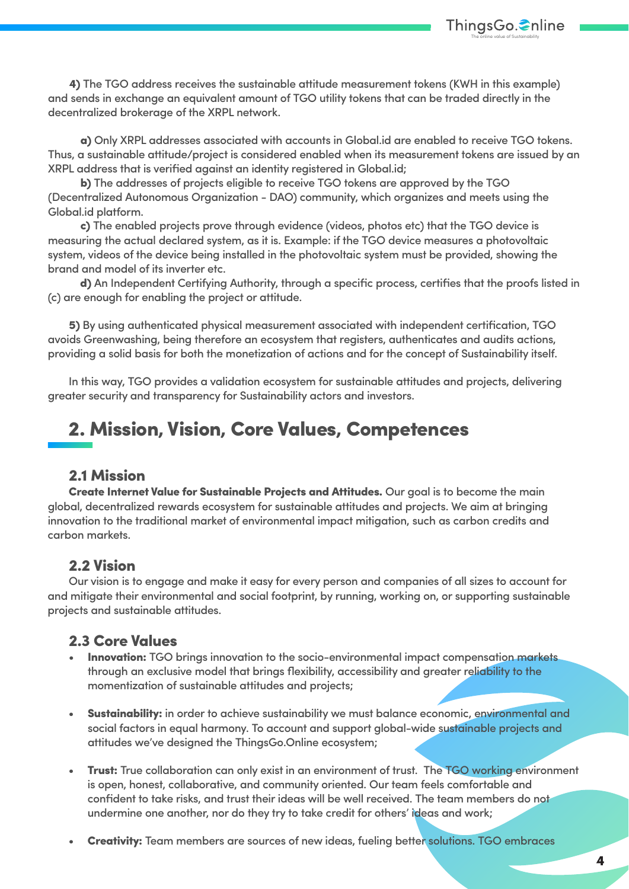**4)** The TGO address receives the sustainable attitude measurement tokens (KWH in this example) and sends in exchange an equivalent amount of TGO utility tokens that can be traded directly in the decentralized brokerage of the XRPL network.

**a)** Only XRPL addresses associated with accounts in Global.id are enabled to receive TGO tokens. Thus, a sustainable attitude/project is considered enabled when its measurement tokens are issued by an XRPL address that is verified against an identity registered in Global.id;

**b)** The addresses of projects eligible to receive TGO tokens are approved by the TGO (Decentralized Autonomous Organization - DAO) community, which organizes and meets using the Global.id platform.

**c)** The enabled projects prove through evidence (videos, photos etc) that the TGO device is measuring the actual declared system, as it is. Example: if the TGO device measures a photovoltaic system, videos of the device being installed in the photovoltaic system must be provided, showing the brand and model of its inverter etc.

**d)** An Independent Certifying Authority, through a specific process, certifies that the proofs listed in (c) are enough for enabling the project or attitude.

**5)** By using authenticated physical measurement associated with independent certification, TGO avoids Greenwashing, being therefore an ecosystem that registers, authenticates and audits actions, providing a solid basis for both the monetization of actions and for the concept of Sustainability itself.

In this way, TGO provides a validation ecosystem for sustainable attitudes and projects, delivering greater security and transparency for Sustainability actors and investors.

# 2. Mission, Vision, Core Values, Competences

## 2.1 Mission

**Create Internet Value for Sustainable Projects and Attitudes.** Our goal is to become the main global, decentralized rewards ecosystem for sustainable attitudes and projects. We aim at bringing innovation to the traditional market of environmental impact mitigation, such as carbon credits and carbon markets.

## 2.2 Vision

Our vision is to engage and make it easy for every person and companies of all sizes to account for and mitigate their environmental and social footprint, by running, working on, or supporting sustainable projects and sustainable attitudes.

## 2.3 Core Values

- **Innovation:** TGO brings innovation to the socio-environmental impact compensation markets through an exclusive model that brings flexibility, accessibility and greater reliability to the momentization of sustainable attitudes and projects;

- **Sustainability:** in order to achieve sustainability we must balance economic, environmental and social factors in equal harmony. To account and support global-wide sustainable projects and attitudes we've designed the ThingsGo.Online ecosystem;

- **Trust:** True collaboration can only exist in an environment of trust. The TGO working environment is open, honest, collaborative, and community oriented. Our team feels comfortable and confident to take risks, and trust their ideas will be well received. The team members do not undermine one another, nor do they try to take credit for others' ideas and work;

- **Creativity:** Team members are sources of new ideas, fueling better solutions. TGO embraces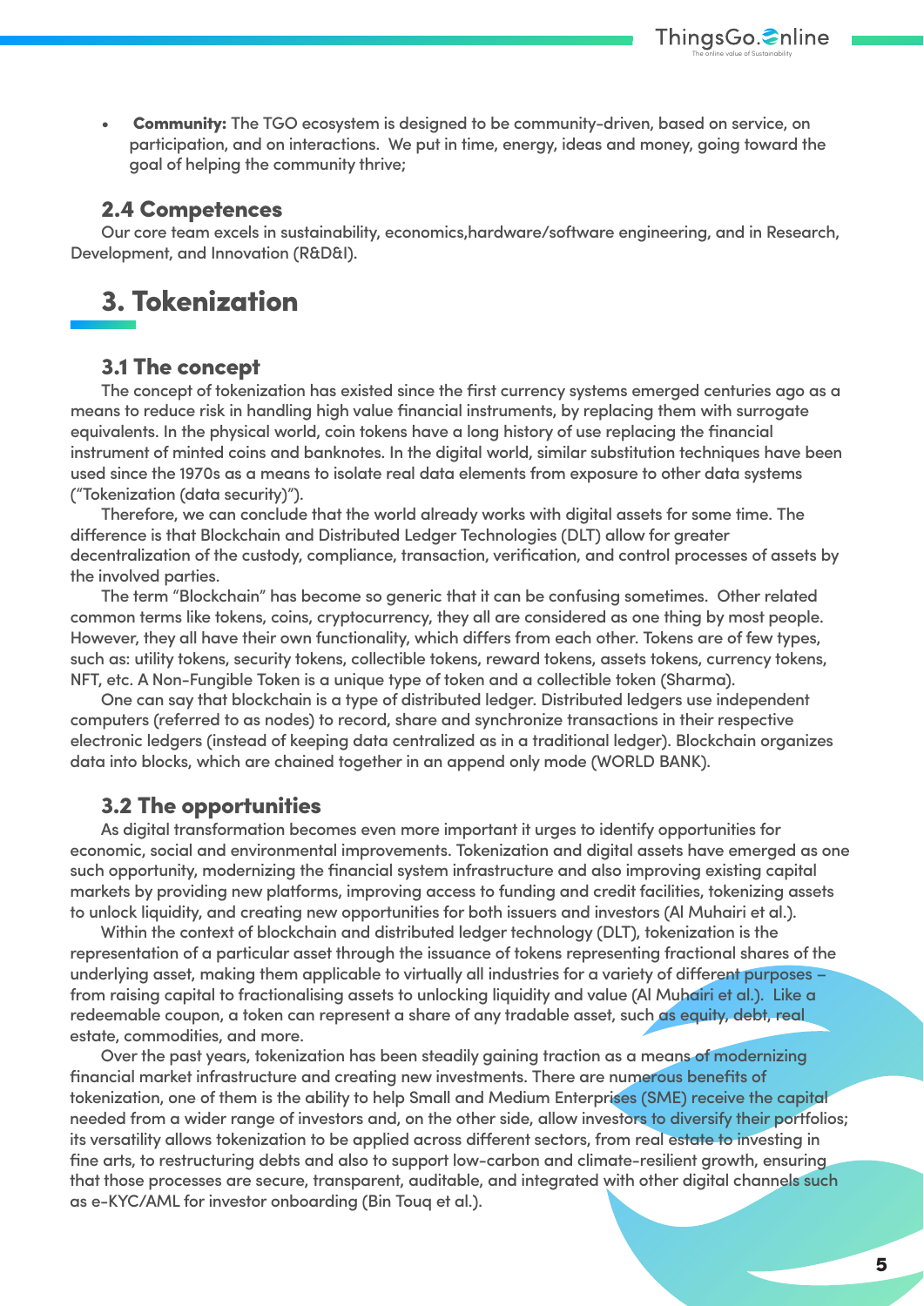- **Community:** The TGO ecosystem is designed to be community-driven, based on service, on participation, and on interactions. We put in time, energy, ideas and money, going toward the goal of helping the community thrive;

### 2.4 Competences

Our core team excels in sustainability, economics,hardware/software engineering, and in Research, Development, and Innovation (R&D&I).

## 3. Tokenization

### 3.1 The concept

The concept of tokenization has existed since the first currency systems emerged centuries ago as a means to reduce risk in handling high value financial instruments, by replacing them with surrogate equivalents. In the physical world, coin tokens have a long history of use replacing the financial instrument of minted coins and banknotes. In the digital world, similar substitution techniques have been used since the 1970s as a means to isolate real data elements from exposure to other data systems ("Tokenization (data security)").

Therefore, we can conclude that the world already works with digital assets for some time. The difference is that Blockchain and Distributed Ledger Technologies (DLT) allow for greater decentralization of the custody, compliance, transaction, verification, and control processes of assets by the involved parties.

The term "Blockchain" has become so generic that it can be confusing sometimes. Other related common terms like tokens, coins, cryptocurrency, they all are considered as one thing by most people. However, they all have their own functionality, which differs from each other. Tokens are of few types, such as: utility tokens, security tokens, collectible tokens, reward tokens, assets tokens, currency tokens, NFT, etc. A Non-Fungible Token is a unique type of token and a collectible token (Sharma).

One can say that blockchain is a type of distributed ledger. Distributed ledgers use independent computers (referred to as nodes) to record, share and synchronize transactions in their respective electronic ledgers (instead of keeping data centralized as in a traditional ledger). Blockchain organizes data into blocks, which are chained together in an append only mode (WORLD BANK).

### 3.2 The opportunities

As digital transformation becomes even more important it urges to identify opportunities for economic, social and environmental improvements. Tokenization and digital assets have emerged as one such opportunity, modernizing the financial system infrastructure and also improving existing capital markets by providing new platforms, improving access to funding and credit facilities, tokenizing assets to unlock liquidity, and creating new opportunities for both issuers and investors (Al Muhairi et al.).

Within the context of blockchain and distributed ledger technology (DLT), tokenization is the representation of a particular asset through the issuance of tokens representing fractional shares of the underlying asset, making them applicable to virtually all industries for a variety of different purposes – from raising capital to fractionalising assets to unlocking liquidity and value (Al Muhairi et al.). Like a redeemable coupon, a token can represent a share of any tradable asset, such as equity, debt, real estate, commodities, and more.

Over the past years, tokenization has been steadily gaining traction as a means of modernizing financial market infrastructure and creating new investments. There are numerous benefits of tokenization, one of them is the ability to help Small and Medium Enterprises (SME) receive the capital needed from a wider range of investors and, on the other side, allow investors to diversify their portfolios; its versatility allows tokenization to be applied across different sectors, from real estate to investing in fine arts, to restructuring debts and also to support low-carbon and climate-resilient growth, ensuring that those processes are secure, transparent, auditable, and integrated with other digital channels such as e-KYC/AML for investor onboarding (Bin Touq et al.).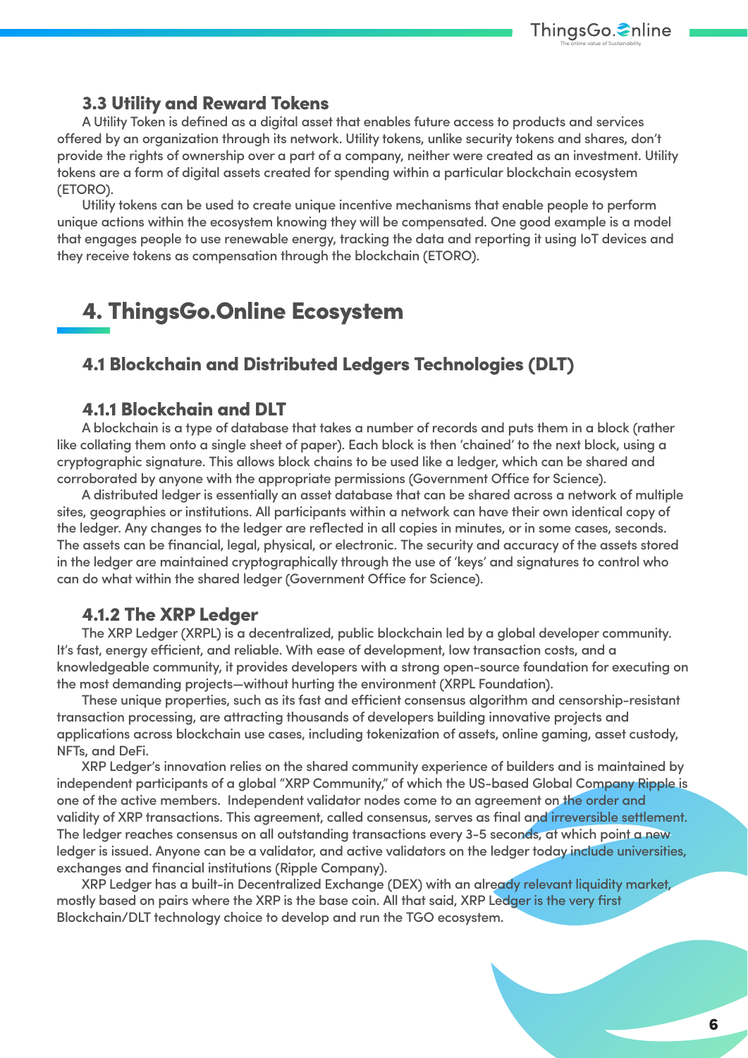### 3.3 Utility and Reward Tokens

A Utility Token is defined as a digital asset that enables future access to products and services offered by an organization through its network. Utility tokens, unlike security tokens and shares, don't provide the rights of ownership over a part of a company, neither were created as an investment. Utility tokens are a form of digital assets created for spending within a particular blockchain ecosystem (ETORO).

Utility tokens can be used to create unique incentive mechanisms that enable people to perform unique actions within the ecosystem knowing they will be compensated. One good example is a model that engages people to use renewable energy, tracking the data and reporting it using IoT devices and they receive tokens as compensation through the blockchain (ETORO).

# 4. ThingsGo.Online Ecosystem

## 4.1 Blockchain and Distributed Ledgers Technologies (DLT)

### 4.1.1 Blockchain and DLT

A blockchain is a type of database that takes a number of records and puts them in a block (rather like collating them onto a single sheet of paper). Each block is then 'chained' to the next block, using a cryptographic signature. This allows block chains to be used like a ledger, which can be shared and corroborated by anyone with the appropriate permissions (Government Office for Science).

A distributed ledger is essentially an asset database that can be shared across a network of multiple sites, geographies or institutions. All participants within a network can have their own identical copy of the ledger. Any changes to the ledger are reflected in all copies in minutes, or in some cases, seconds. The assets can be financial, legal, physical, or electronic. The security and accuracy of the assets stored in the ledger are maintained cryptographically through the use of 'keys' and signatures to control who can do what within the shared ledger (Government Office for Science).

### 4.1.2 The XRP Ledger

The XRP Ledger (XRPL) is a decentralized, public blockchain led by a global developer community. It's fast, energy efficient, and reliable. With ease of development, low transaction costs, and a knowledgeable community, it provides developers with a strong open-source foundation for executing on the most demanding projects—without hurting the environment (XRPL Foundation).

These unique properties, such as its fast and efficient consensus algorithm and censorship-resistant transaction processing, are attracting thousands of developers building innovative projects and applications across blockchain use cases, including tokenization of assets, online gaming, asset custody, NFTs, and DeFi.

XRP Ledger's innovation relies on the shared community experience of builders and is maintained by independent participants of a global "XRP Community," of which the US-based Global Company Ripple is one of the active members. Independent validator nodes come to an agreement on the order and validity of XRP transactions. This agreement, called consensus, serves as final and irreversible settlement. The ledger reaches consensus on all outstanding transactions every 3-5 seconds, at which point a new ledger is issued. Anyone can be a validator, and active validators on the ledger today include universities, exchanges and financial institutions (Ripple Company).

XRP Ledger has a built-in Decentralized Exchange (DEX) with an already relevant liquidity market, mostly based on pairs where the XRP is the base coin. All that said, XRP Ledger is the very first Blockchain/DLT technology choice to develop and run the TGO ecosystem.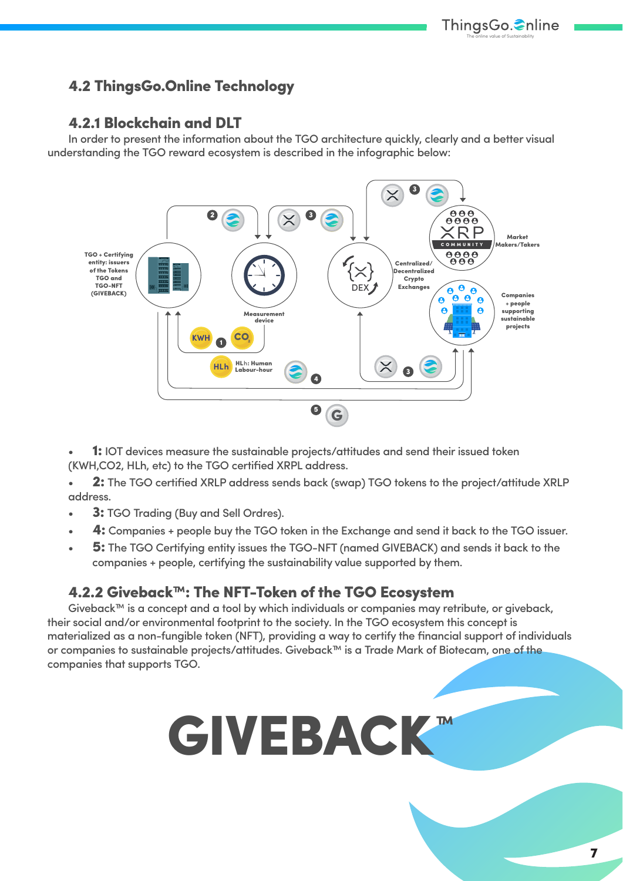## 4.2 ThingsGo.Online Technology

### 4.2.1 Blockchain and DLT

In order to present the information about the TGO architecture quickly, clearly and a better visual understanding the TGO reward ecosystem is described in the infographic below:

- **1:** IOT devices measure the sustainable projects/attitudes and send their issued token (KWH,CO2, HLh, etc) to the TGO certified XRPL address.
- **2:** The TGO certified XRLP address sends back (swap) TGO tokens to the project/attitude XRLP address.
- **3:** TGO Trading (Buy and Sell Ordres).
- **4:** Companies + people buy the TGO token in the Exchange and send it back to the TGO issuer.
- **5:** The TGO Certifying entity issues the TGO-NFT (named GIVEBACK) and sends it back to the companies + people, certifying the sustainability value supported by them.

### 4.2.2 Giveback™: The NFT-Token of the TGO Ecosystem

Giveback™ is a concept and a tool by which individuals or companies may retribute, or giveback, their social and/or environmental footprint to the society. In the TGO ecosystem this concept is materialized as a non-fungible token (NFT), providing a way to certify the financial support of individuals or companies to sustainable projects/attitudes. Giveback™ is a Trade Mark of Biotecam, one of the companies that supports TGO.

GIVEBACK™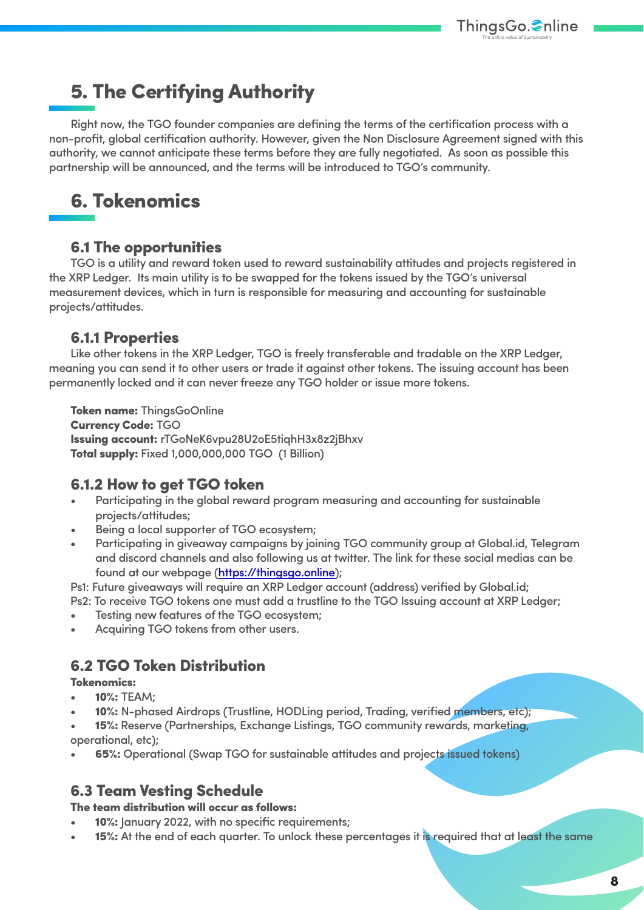## 5. The Certifying Authority

Right now, the TGO founder companies are defining the terms of the certification process with a non-profit, global certification authority. However, given the Non Disclosure Agreement signed with this authority, we cannot anticipate these terms before they are fully negotiated. As soon as possible this partnership will be announced, and the terms will be introduced to TGO's community.

## 6. Tokenomics

### 6.1 The opportunities

TGO is a utility and reward token used to reward sustainability attitudes and projects registered in the XRP Ledger. Its main utility is to be swapped for the tokens issued by the TGO's universal measurement devices, which in turn is responsible for measuring and accounting for sustainable projects/attitudes.

### 6.1.1 Properties

Like other tokens in the XRP Ledger, TGO is freely transferable and tradable on the XRP Ledger, meaning you can send it to other users or trade it against other tokens. The issuing account has been permanently locked and it can never freeze any TGO holder or issue more tokens.

**Token name:** ThingsGoOnline
**Currency Code:** TGO
**Issuing account:** rTGoNeK6vpu28U2oE5tiqhH3x8z2jBhxv
**Total supply:** Fixed 1,000,000,000 TGO (1 Billion)

### 6.1.2 How to get TGO token

- Participating in the global reward program measuring and accounting for sustainable projects/attitudes;
- Being a local supporter of TGO ecosystem;
- Participating in giveaway campaigns by joining TGO community group at Global.id, Telegram and discord channels and also following us at twitter. The link for these social medias can be found at our webpage (https://thingsgo.online);

Ps1: Future giveaways will require an XRP Ledger account (address) verified by Global.id;
Ps2: To receive TGO tokens one must add a trustline to the TGO Issuing account at XRP Ledger;

- Testing new features of the TGO ecosystem;
- Acquiring TGO tokens from other users.

### 6.2 TGO Token Distribution

**Tokenomics:**

- **10%:** TEAM;
- **10%:** N-phased Airdrops (Trustline, HODLing period, Trading, verified members, etc);
- **15%:** Reserve (Partnerships, Exchange Listings, TGO community rewards, marketing, operational, etc);
- **65%:** Operational (Swap TGO for sustainable attitudes and projects issued tokens)

### 6.3 Team Vesting Schedule

**The team distribution will occur as follows:**

- **10%:** January 2022, with no specific requirements;
- **15%:** At the end of each quarter. To unlock these percentages it is required that at least the same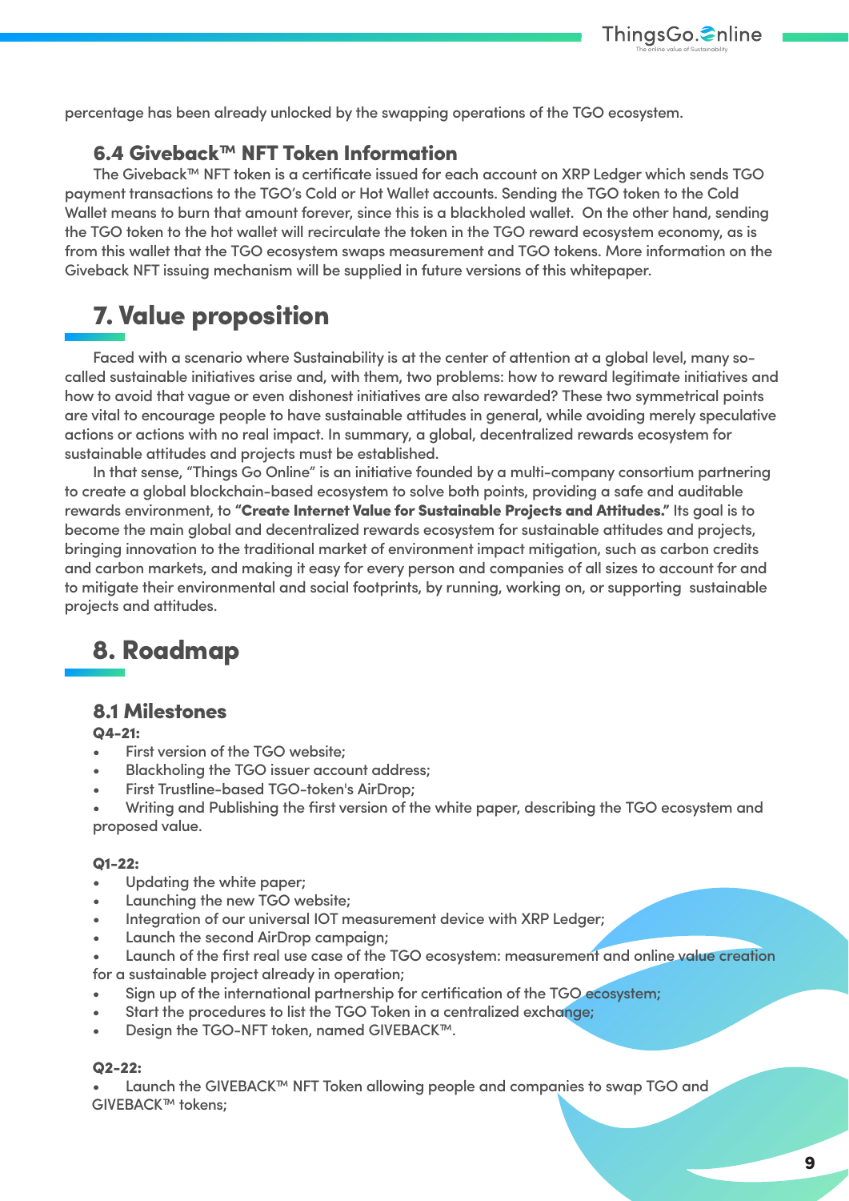percentage has been already unlocked by the swapping operations of the TGO ecosystem.

### 6.4 Giveback™ NFT Token Information

The Giveback™ NFT token is a certificate issued for each account on XRP Ledger which sends TGO payment transactions to the TGO's Cold or Hot Wallet accounts. Sending the TGO token to the Cold Wallet means to burn that amount forever, since this is a blackholed wallet. On the other hand, sending the TGO token to the hot wallet will recirculate the token in the TGO reward ecosystem economy, as is from this wallet that the TGO ecosystem swaps measurement and TGO tokens. More information on the Giveback NFT issuing mechanism will be supplied in future versions of this whitepaper.

## 7. Value proposition

Faced with a scenario where Sustainability is at the center of attention at a global level, many so-called sustainable initiatives arise and, with them, two problems: how to reward legitimate initiatives and how to avoid that vague or even dishonest initiatives are also rewarded? These two symmetrical points are vital to encourage people to have sustainable attitudes in general, while avoiding merely speculative actions or actions with no real impact. In summary, a global, decentralized rewards ecosystem for sustainable attitudes and projects must be established.

In that sense, "Things Go Online" is an initiative founded by a multi-company consortium partnering to create a global blockchain-based ecosystem to solve both points, providing a safe and auditable rewards environment, to **"Create Internet Value for Sustainable Projects and Attitudes."** Its goal is to become the main global and decentralized rewards ecosystem for sustainable attitudes and projects, bringing innovation to the traditional market of environment impact mitigation, such as carbon credits and carbon markets, and making it easy for every person and companies of all sizes to account for and to mitigate their environmental and social footprints, by running, working on, or supporting sustainable projects and attitudes.

## 8. Roadmap

### 8.1 Milestones

**Q4-21:**

- First version of the TGO website;
- Blackholing the TGO issuer account address;
- First Trustline-based TGO-token's AirDrop;
- Writing and Publishing the first version of the white paper, describing the TGO ecosystem and proposed value.

**Q1-22:**

- Updating the white paper;
- Launching the new TGO website;
- Integration of our universal IOT measurement device with XRP Ledger;
- Launch the second AirDrop campaign;
- Launch of the first real use case of the TGO ecosystem: measurement and online value creation for a sustainable project already in operation;
- Sign up of the international partnership for certification of the TGO ecosystem;
- Start the procedures to list the TGO Token in a centralized exchange;
- Design the TGO-NFT token, named GIVEBACK™.

**Q2-22:**

- Launch the GIVEBACK™ NFT Token allowing people and companies to swap TGO and GIVEBACK™ tokens;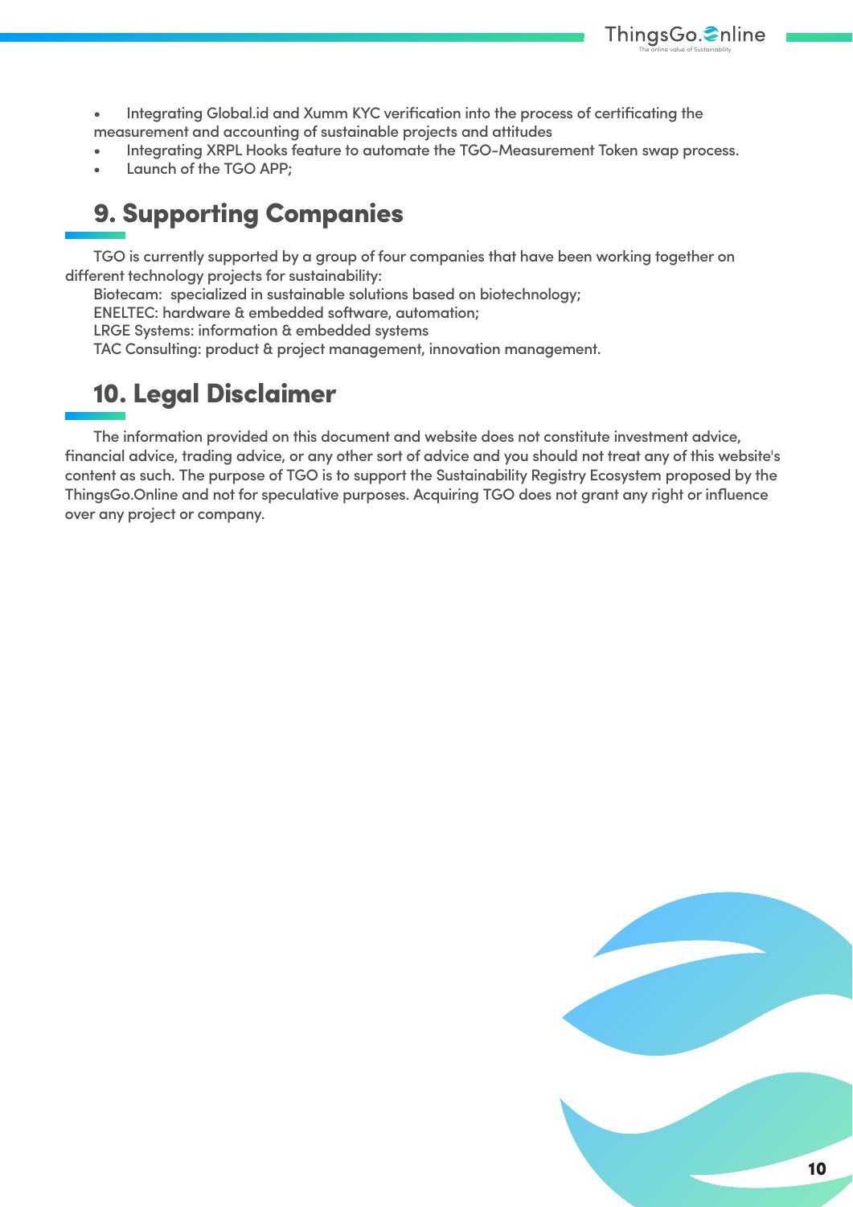- Integrating Global.id and Xumm KYC verification into the process of certificating the measurement and accounting of sustainable projects and attitudes
- Integrating XRPL Hooks feature to automate the TGO-Measurement Token swap process.
- Launch of the TGO APP;

## 9. Supporting Companies

TGO is currently supported by a group of four companies that have been working together on different technology projects for sustainability:

Biotecam: specialized in sustainable solutions based on biotechnology;
ENELTEC: hardware & embedded software, automation;
LRGE Systems: information & embedded systems
TAC Consulting: product & project management, innovation management.

## 10. Legal Disclaimer

The information provided on this document and website does not constitute investment advice, financial advice, trading advice, or any other sort of advice and you should not treat any of this website's content as such. The purpose of TGO is to support the Sustainability Registry Ecosystem proposed by the ThingsGo.Online and not for speculative purposes. Acquiring TGO does not grant any right or influence over any project or company.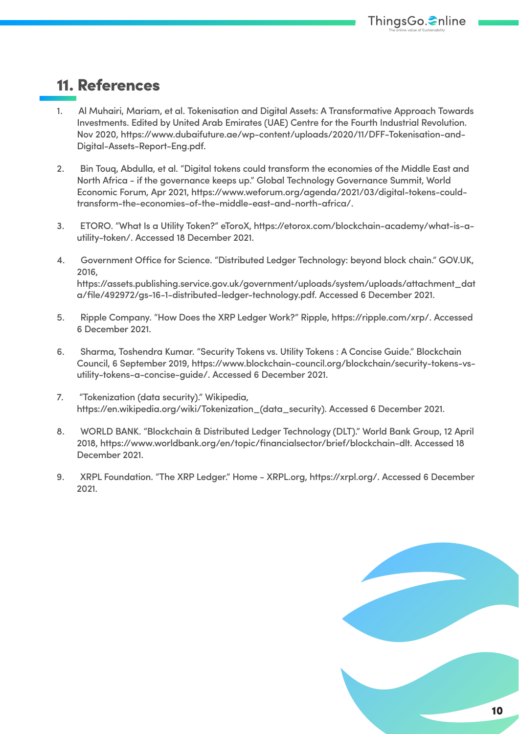## 11. References

1. Al Muhairi, Mariam, et al. Tokenisation and Digital Assets: A Transformative Approach Towards Investments. Edited by United Arab Emirates (UAE) Centre for the Fourth Industrial Revolution. Nov 2020, https://www.dubaifuture.ae/wp-content/uploads/2020/11/DFF-Tokenisation-and-Digital-Assets-Report-Eng.pdf.

2. Bin Touq, Abdulla, et al. "Digital tokens could transform the economies of the Middle East and North Africa - if the governance keeps up." Global Technology Governance Summit, World Economic Forum, Apr 2021, https://www.weforum.org/agenda/2021/03/digital-tokens-could-transform-the-economies-of-the-middle-east-and-north-africa/.

3. ETORO. "What Is a Utility Token?" eToroX, https://etorox.com/blockchain-academy/what-is-a-utility-token/. Accessed 18 December 2021.

4. Government Office for Science. "Distributed Ledger Technology: beyond block chain." GOV.UK, 2016, https://assets.publishing.service.gov.uk/government/uploads/system/uploads/attachment_data/file/492972/gs-16-1-distributed-ledger-technology.pdf. Accessed 6 December 2021.

5. Ripple Company. "How Does the XRP Ledger Work?" Ripple, https://ripple.com/xrp/. Accessed 6 December 2021.

6. Sharma, Toshendra Kumar. "Security Tokens vs. Utility Tokens : A Concise Guide." Blockchain Council, 6 September 2019, https://www.blockchain-council.org/blockchain/security-tokens-vs-utility-tokens-a-concise-guide/. Accessed 6 December 2021.

7. "Tokenization (data security)." Wikipedia, https://en.wikipedia.org/wiki/Tokenization_(data_security). Accessed 6 December 2021.

8. WORLD BANK. "Blockchain & Distributed Ledger Technology (DLT)." World Bank Group, 12 April 2018, https://www.worldbank.org/en/topic/financialsector/brief/blockchain-dlt. Accessed 18 December 2021.

9. XRPL Foundation. "The XRP Ledger." Home - XRPL.org, https://xrpl.org/. Accessed 6 December 2021.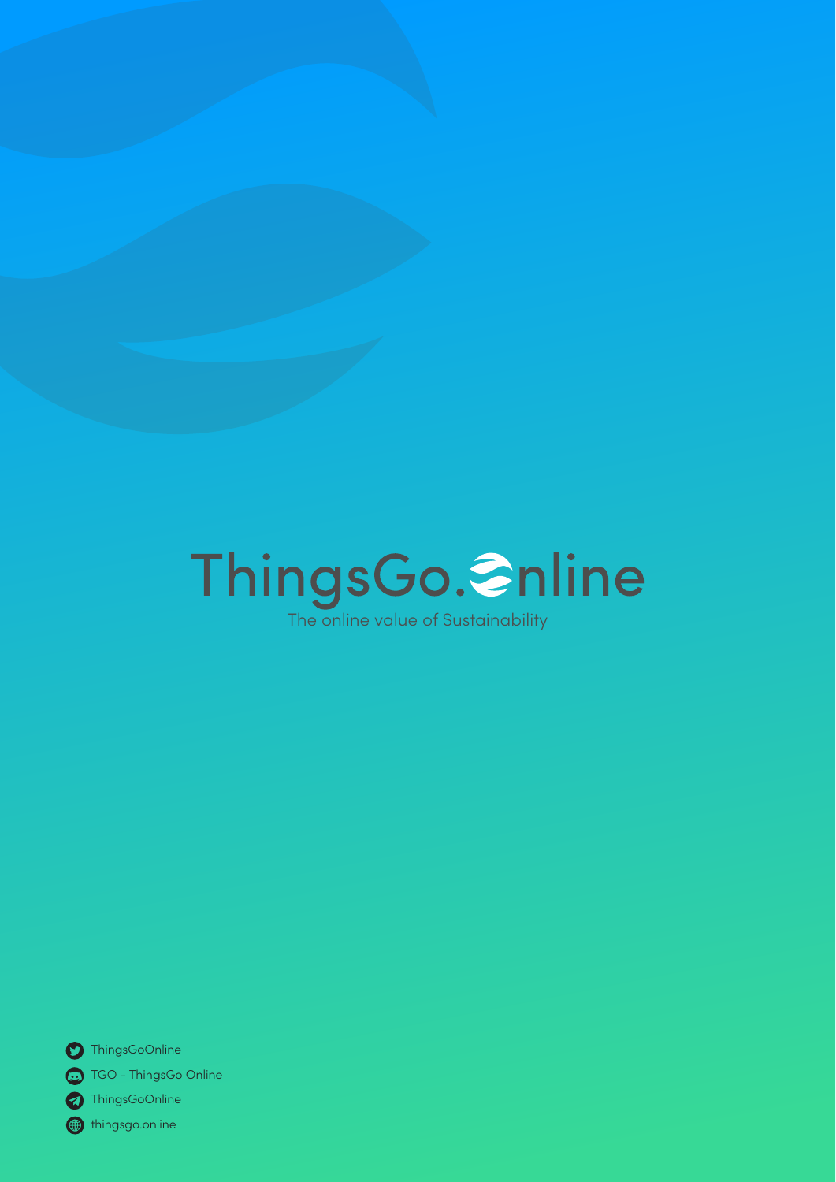# ThingsGo.Online

The online value of Sustainability

ThingsGoOnline

TGO - ThingsGo Online

ThingsGoOnline

thingsgo.online